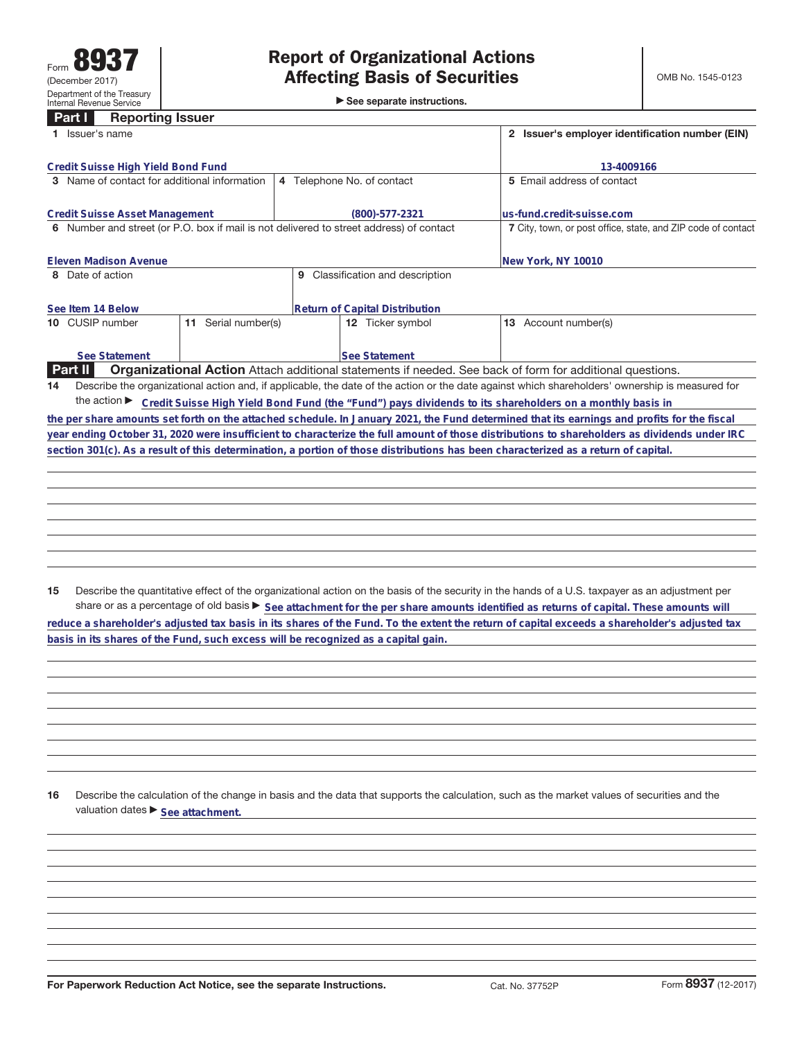Form **8937**
(December 2017)
Department of the Treasury
Internal Revenue Service

# Report of Organizational Actions Affecting Basis of Securities

▶ See separate instructions.

OMB No. 1545-0123

## Part I Reporting Issuer

| 1 Issuer's name | | | 2 Issuer's employer identification number (EIN) |
|---|---|---|---|
| Credit Suisse High Yield Bond Fund | | | 13-4009166 |
| 3 Name of contact for additional information | 4 Telephone No. of contact | | 5 Email address of contact |
| Credit Suisse Asset Management | (800)-577-2321 | | us-fund.credit-suisse.com |
| 6 Number and street (or P.O. box if mail is not delivered to street address) of contact | | | 7 City, town, or post office, state, and ZIP code of contact |
| Eleven Madison Avenue | | | New York, NY 10010 |
| 8 Date of action | 9 Classification and description | | |
| See Item 14 Below | Return of Capital Distribution | | |
| 10 CUSIP number | 11 Serial number(s) | 12 Ticker symbol | 13 Account number(s) |
| See Statement | | See Statement | |

## Part II Organizational Action

Attach additional statements if needed. See back of form for additional questions.

**14** Describe the organizational action and, if applicable, the date of the action or the date against which shareholders' ownership is measured for the action ▶ Credit Suisse High Yield Bond Fund (the "Fund") pays dividends to its shareholders on a monthly basis in the per share amounts set forth on the attached schedule. In January 2021, the Fund determined that its earnings and profits for the fiscal year ending October 31, 2020 were insufficient to characterize the full amount of those distributions to shareholders as dividends under IRC section 301(c). As a result of this determination, a portion of those distributions has been characterized as a return of capital.

**15** Describe the quantitative effect of the organizational action on the basis of the security in the hands of a U.S. taxpayer as an adjustment per share or as a percentage of old basis ▶ See attachment for the per share amounts identified as returns of capital. These amounts will reduce a shareholder's adjusted tax basis in its shares of the Fund. To the extent the return of capital exceeds a shareholder's adjusted tax basis in its shares of the Fund, such excess will be recognized as a capital gain.

**16** Describe the calculation of the change in basis and the data that supports the calculation, such as the market values of securities and the valuation dates ▶ See attachment.

For Paperwork Reduction Act Notice, see the separate Instructions. Cat. No. 37752P Form **8937** (12-2017)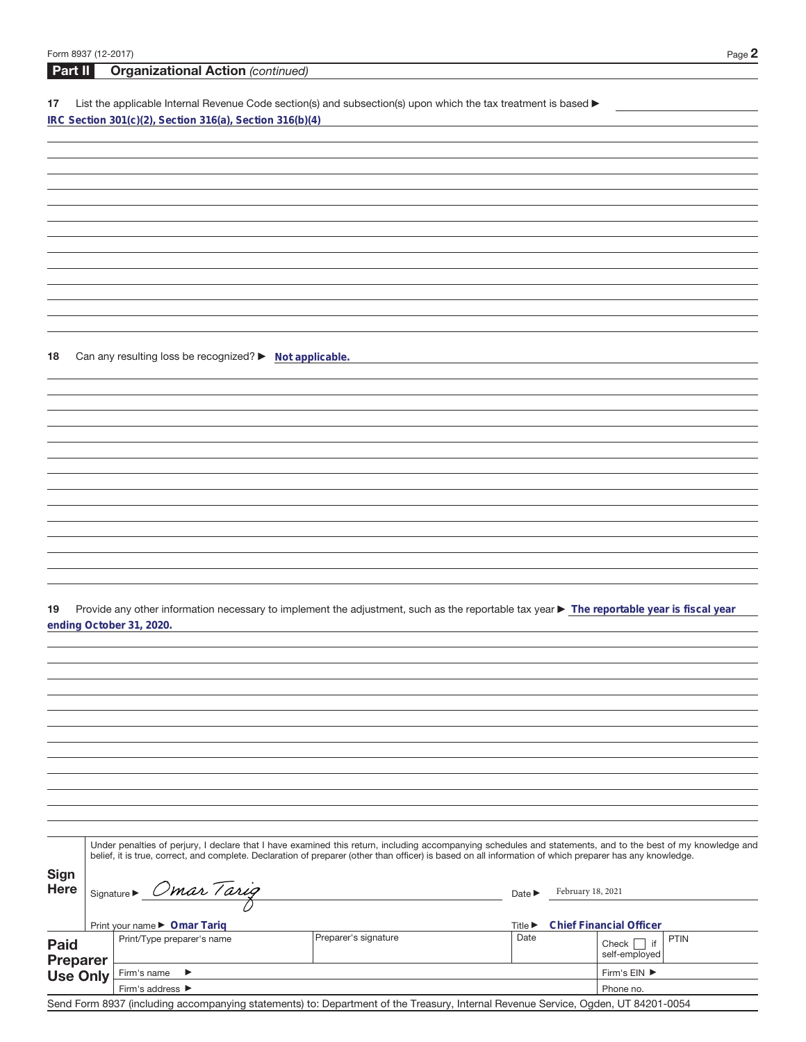## Part II Organizational Action *(continued)*

**17** List the applicable Internal Revenue Code section(s) and subsection(s) upon which the tax treatment is based ▶

**IRC Section 301(c)(2), Section 316(a), Section 316(b)(4)**

**18** Can any resulting loss be recognized? ▶ **Not applicable.**

**19** Provide any other information necessary to implement the adjustment, such as the reportable tax year ▶ **The reportable year is fiscal year ending October 31, 2020.**

**Sign Here**

Under penalties of perjury, I declare that I have examined this return, including accompanying schedules and statements, and to the best of my knowledge and belief, it is true, correct, and complete. Declaration of preparer (other than officer) is based on all information of which preparer has any knowledge.

Signature ▶ *Omar Tariq* Date ▶ February 18, 2021

Print your name ▶ **Omar Tariq** Title ▶ **Chief Financial Officer**

**Paid Preparer Use Only**

| Print/Type preparer's name | Preparer's signature | Date | Check ☐ if self-employed | PTIN |
|---|---|---|---|---|
| Firm's name ▶ | | | Firm's EIN ▶ | |
| Firm's address ▶ | | | Phone no. | |

Send Form 8937 (including accompanying statements) to: Department of the Treasury, Internal Revenue Service, Ogden, UT 84201-0054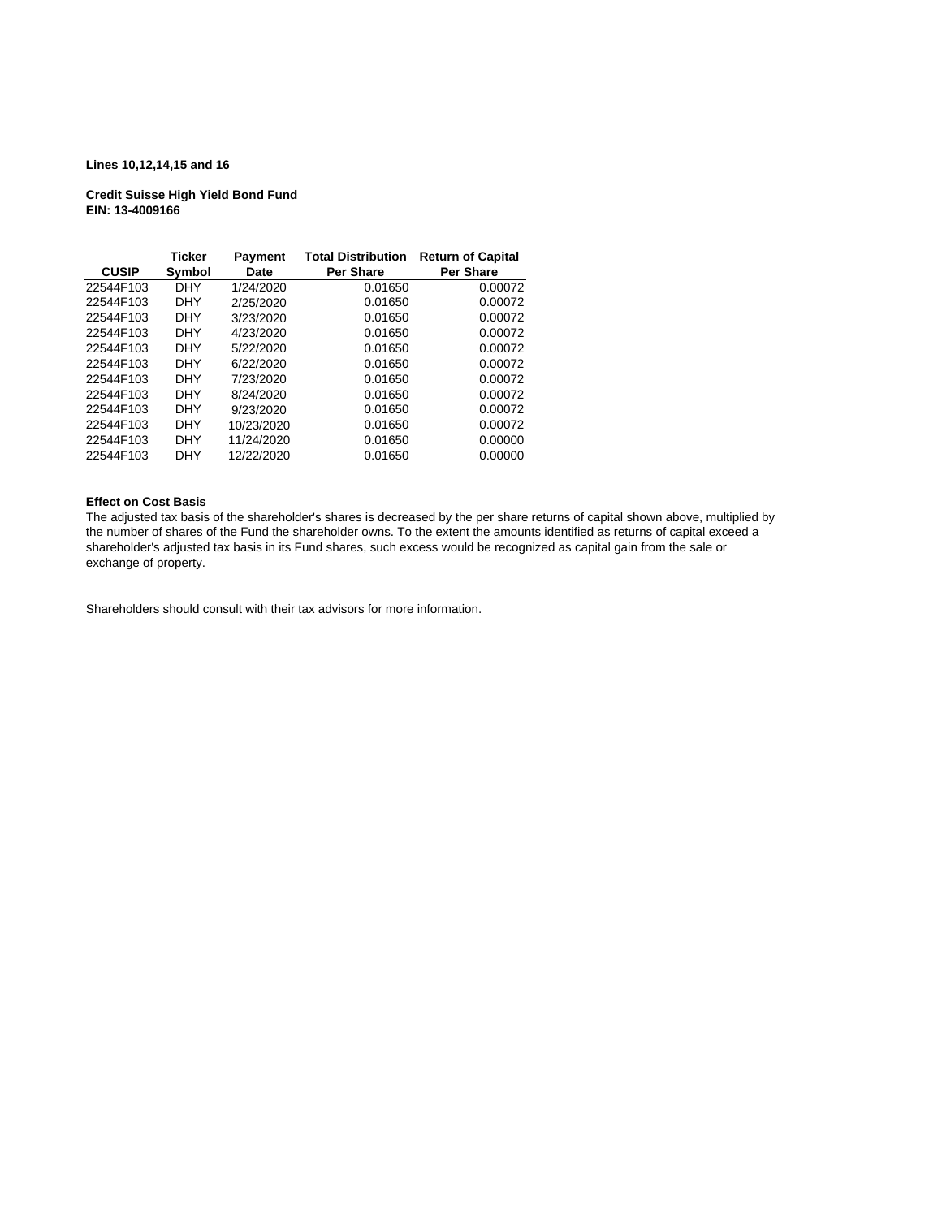**Lines 10,12,14,15 and 16**

**Credit Suisse High Yield Bond Fund**
**EIN: 13-4009166**

| CUSIP | Ticker Symbol | Payment Date | Total Distribution Per Share | Return of Capital Per Share |
|---|---|---|---|---|
| 22544F103 | DHY | 1/24/2020 | 0.01650 | 0.00072 |
| 22544F103 | DHY | 2/25/2020 | 0.01650 | 0.00072 |
| 22544F103 | DHY | 3/23/2020 | 0.01650 | 0.00072 |
| 22544F103 | DHY | 4/23/2020 | 0.01650 | 0.00072 |
| 22544F103 | DHY | 5/22/2020 | 0.01650 | 0.00072 |
| 22544F103 | DHY | 6/22/2020 | 0.01650 | 0.00072 |
| 22544F103 | DHY | 7/23/2020 | 0.01650 | 0.00072 |
| 22544F103 | DHY | 8/24/2020 | 0.01650 | 0.00072 |
| 22544F103 | DHY | 9/23/2020 | 0.01650 | 0.00072 |
| 22544F103 | DHY | 10/23/2020 | 0.01650 | 0.00072 |
| 22544F103 | DHY | 11/24/2020 | 0.01650 | 0.00000 |
| 22544F103 | DHY | 12/22/2020 | 0.01650 | 0.00000 |

**Effect on Cost Basis**

The adjusted tax basis of the shareholder's shares is decreased by the per share returns of capital shown above, multiplied by the number of shares of the Fund the shareholder owns. To the extent the amounts identified as returns of capital exceed a shareholder's adjusted tax basis in its Fund shares, such excess would be recognized as capital gain from the sale or exchange of property.

Shareholders should consult with their tax advisors for more information.